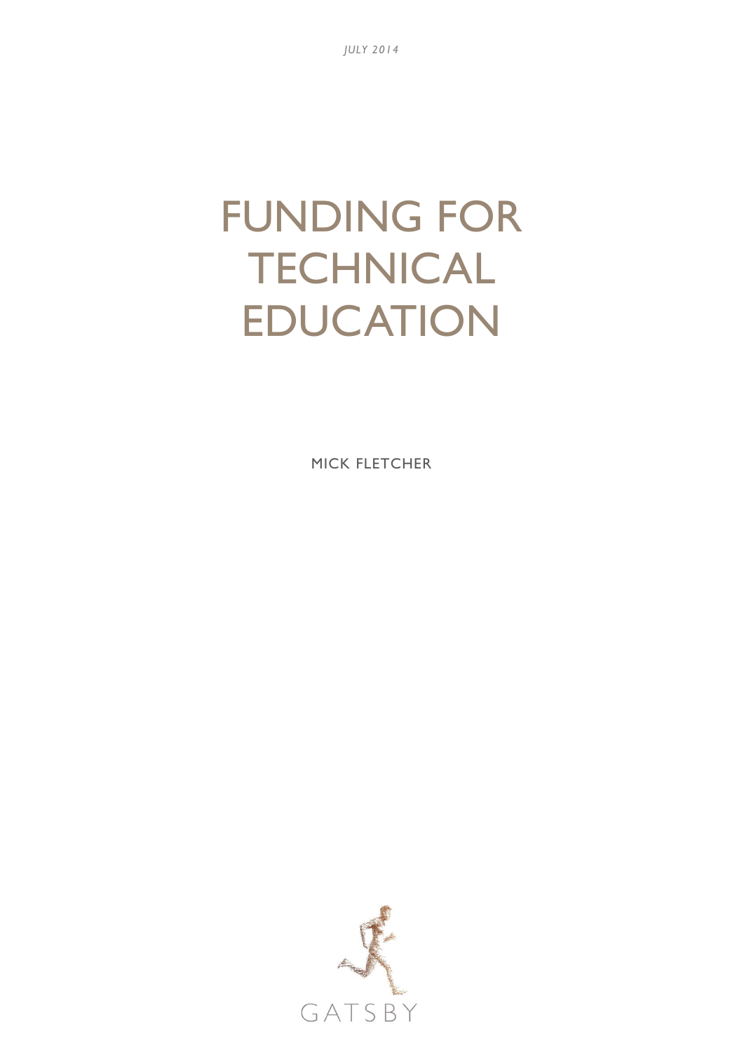*JULY 2014*

# FUNDING FOR TECHNICAL EDUCATION

MICK FLETCHER

GATSBY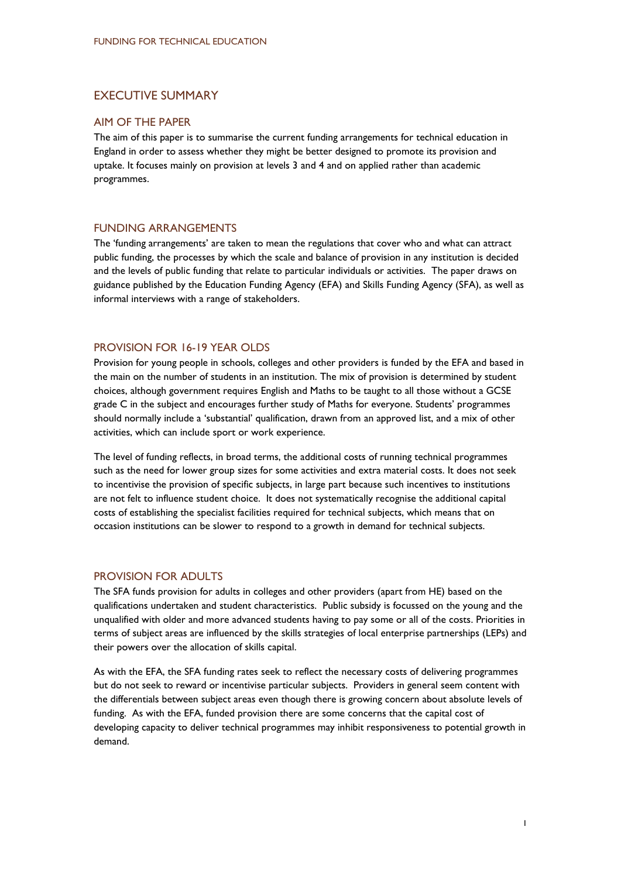## EXECUTIVE SUMMARY

### AIM OF THE PAPER

The aim of this paper is to summarise the current funding arrangements for technical education in England in order to assess whether they might be better designed to promote its provision and uptake. It focuses mainly on provision at levels 3 and 4 and on applied rather than academic programmes.

### FUNDING ARRANGEMENTS

The 'funding arrangements' are taken to mean the regulations that cover who and what can attract public funding, the processes by which the scale and balance of provision in any institution is decided and the levels of public funding that relate to particular individuals or activities. The paper draws on guidance published by the Education Funding Agency (EFA) and Skills Funding Agency (SFA), as well as informal interviews with a range of stakeholders.

### PROVISION FOR 16-19 YEAR OLDS

Provision for young people in schools, colleges and other providers is funded by the EFA and based in the main on the number of students in an institution. The mix of provision is determined by student choices, although government requires English and Maths to be taught to all those without a GCSE grade C in the subject and encourages further study of Maths for everyone. Students' programmes should normally include a 'substantial' qualification, drawn from an approved list, and a mix of other activities, which can include sport or work experience.

The level of funding reflects, in broad terms, the additional costs of running technical programmes such as the need for lower group sizes for some activities and extra material costs. It does not seek to incentivise the provision of specific subjects, in large part because such incentives to institutions are not felt to influence student choice. It does not systematically recognise the additional capital costs of establishing the specialist facilities required for technical subjects, which means that on occasion institutions can be slower to respond to a growth in demand for technical subjects.

### PROVISION FOR ADULTS

The SFA funds provision for adults in colleges and other providers (apart from HE) based on the qualifications undertaken and student characteristics. Public subsidy is focussed on the young and the unqualified with older and more advanced students having to pay some or all of the costs. Priorities in terms of subject areas are influenced by the skills strategies of local enterprise partnerships (LEPs) and their powers over the allocation of skills capital.

As with the EFA, the SFA funding rates seek to reflect the necessary costs of delivering programmes but do not seek to reward or incentivise particular subjects. Providers in general seem content with the differentials between subject areas even though there is growing concern about absolute levels of funding. As with the EFA, funded provision there are some concerns that the capital cost of developing capacity to deliver technical programmes may inhibit responsiveness to potential growth in demand.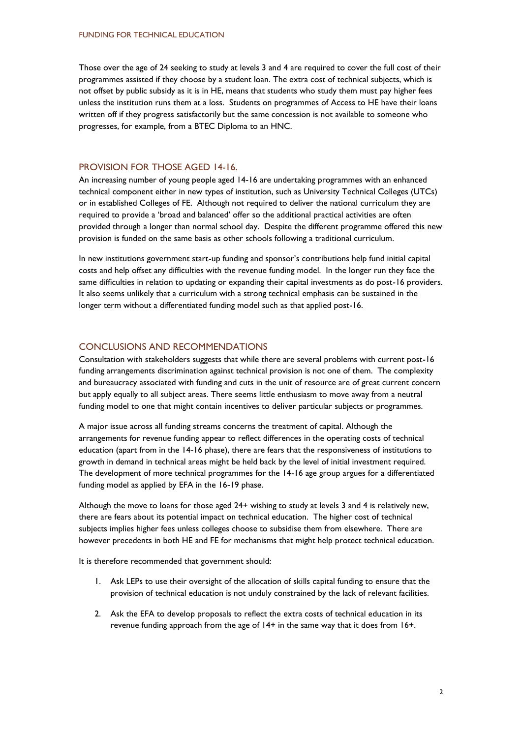Those over the age of 24 seeking to study at levels 3 and 4 are required to cover the full cost of their programmes assisted if they choose by a student loan. The extra cost of technical subjects, which is not offset by public subsidy as it is in HE, means that students who study them must pay higher fees unless the institution runs them at a loss. Students on programmes of Access to HE have their loans written off if they progress satisfactorily but the same concession is not available to someone who progresses, for example, from a BTEC Diploma to an HNC.

## PROVISION FOR THOSE AGED 14-16.

An increasing number of young people aged 14-16 are undertaking programmes with an enhanced technical component either in new types of institution, such as University Technical Colleges (UTCs) or in established Colleges of FE. Although not required to deliver the national curriculum they are required to provide a 'broad and balanced' offer so the additional practical activities are often provided through a longer than normal school day. Despite the different programme offered this new provision is funded on the same basis as other schools following a traditional curriculum.

In new institutions government start-up funding and sponsor's contributions help fund initial capital costs and help offset any difficulties with the revenue funding model. In the longer run they face the same difficulties in relation to updating or expanding their capital investments as do post-16 providers. It also seems unlikely that a curriculum with a strong technical emphasis can be sustained in the longer term without a differentiated funding model such as that applied post-16.

## CONCLUSIONS AND RECOMMENDATIONS

Consultation with stakeholders suggests that while there are several problems with current post-16 funding arrangements discrimination against technical provision is not one of them. The complexity and bureaucracy associated with funding and cuts in the unit of resource are of great current concern but apply equally to all subject areas. There seems little enthusiasm to move away from a neutral funding model to one that might contain incentives to deliver particular subjects or programmes.

A major issue across all funding streams concerns the treatment of capital. Although the arrangements for revenue funding appear to reflect differences in the operating costs of technical education (apart from in the 14-16 phase), there are fears that the responsiveness of institutions to growth in demand in technical areas might be held back by the level of initial investment required. The development of more technical programmes for the 14-16 age group argues for a differentiated funding model as applied by EFA in the 16-19 phase.

Although the move to loans for those aged 24+ wishing to study at levels 3 and 4 is relatively new, there are fears about its potential impact on technical education. The higher cost of technical subjects implies higher fees unless colleges choose to subsidise them from elsewhere. There are however precedents in both HE and FE for mechanisms that might help protect technical education.

It is therefore recommended that government should:

1. Ask LEPs to use their oversight of the allocation of skills capital funding to ensure that the provision of technical education is not unduly constrained by the lack of relevant facilities.

2. Ask the EFA to develop proposals to reflect the extra costs of technical education in its revenue funding approach from the age of 14+ in the same way that it does from 16+.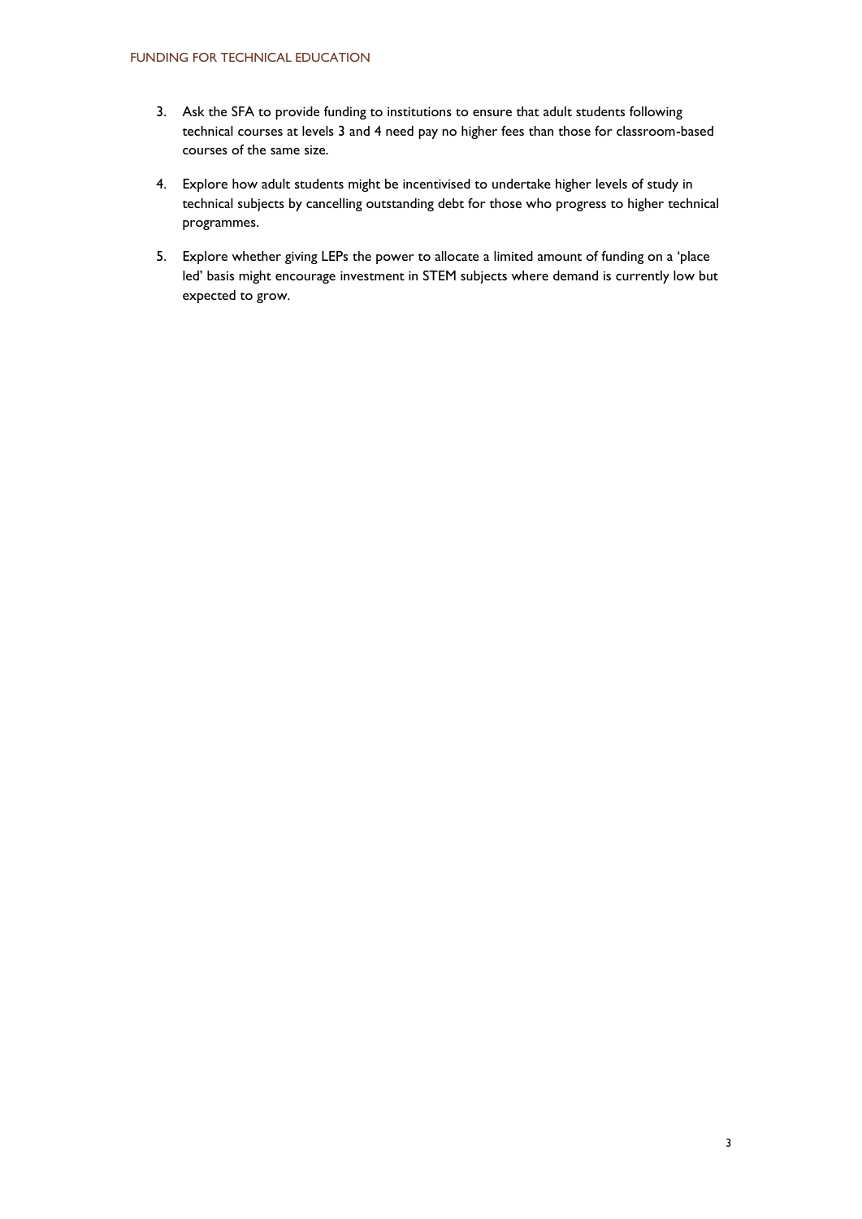3. Ask the SFA to provide funding to institutions to ensure that adult students following technical courses at levels 3 and 4 need pay no higher fees than those for classroom-based courses of the same size.

4. Explore how adult students might be incentivised to undertake higher levels of study in technical subjects by cancelling outstanding debt for those who progress to higher technical programmes.

5. Explore whether giving LEPs the power to allocate a limited amount of funding on a 'place led' basis might encourage investment in STEM subjects where demand is currently low but expected to grow.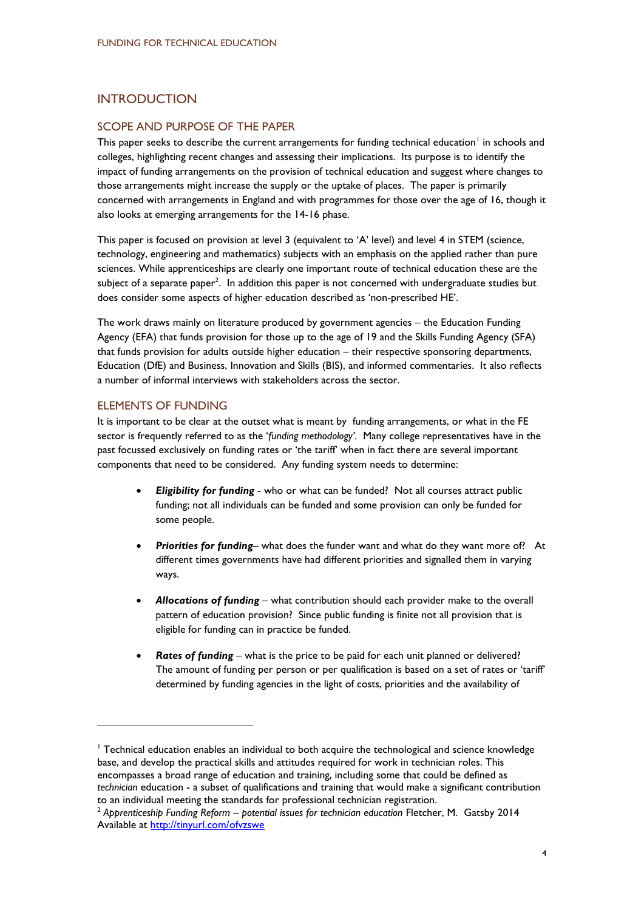# INTRODUCTION

## SCOPE AND PURPOSE OF THE PAPER

This paper seeks to describe the current arrangements for funding technical education[1] in schools and colleges, highlighting recent changes and assessing their implications. Its purpose is to identify the impact of funding arrangements on the provision of technical education and suggest where changes to those arrangements might increase the supply or the uptake of places. The paper is primarily concerned with arrangements in England and with programmes for those over the age of 16, though it also looks at emerging arrangements for the 14-16 phase.

This paper is focused on provision at level 3 (equivalent to 'A' level) and level 4 in STEM (science, technology, engineering and mathematics) subjects with an emphasis on the applied rather than pure sciences. While apprenticeships are clearly one important route of technical education these are the subject of a separate paper[2]. In addition this paper is not concerned with undergraduate studies but does consider some aspects of higher education described as 'non-prescribed HE'.

The work draws mainly on literature produced by government agencies – the Education Funding Agency (EFA) that funds provision for those up to the age of 19 and the Skills Funding Agency (SFA) that funds provision for adults outside higher education – their respective sponsoring departments, Education (DfE) and Business, Innovation and Skills (BIS), and informed commentaries. It also reflects a number of informal interviews with stakeholders across the sector.

## ELEMENTS OF FUNDING

It is important to be clear at the outset what is meant by funding arrangements, or what in the FE sector is frequently referred to as the '*funding methodology'*. Many college representatives have in the past focussed exclusively on funding rates or 'the tariff' when in fact there are several important components that need to be considered. Any funding system needs to determine:

- ***Eligibility for funding*** - who or what can be funded? Not all courses attract public funding; not all individuals can be funded and some provision can only be funded for some people.
- ***Priorities for funding***– what does the funder want and what do they want more of? At different times governments have had different priorities and signalled them in varying ways.
- ***Allocations of funding*** – what contribution should each provider make to the overall pattern of education provision? Since public funding is finite not all provision that is eligible for funding can in practice be funded.
- ***Rates of funding*** – what is the price to be paid for each unit planned or delivered? The amount of funding per person or per qualification is based on a set of rates or 'tariff' determined by funding agencies in the light of costs, priorities and the availability of

---

[1] Technical education enables an individual to both acquire the technological and science knowledge base, and develop the practical skills and attitudes required for work in technician roles. This encompasses a broad range of education and training, including some that could be defined as *technician* education - a subset of qualifications and training that would make a significant contribution to an individual meeting the standards for professional technician registration.

[2] *Apprenticeship Funding Reform – potential issues for technician education* Fletcher, M. Gatsby 2014 Available at http://tinyurl.com/ofvzswe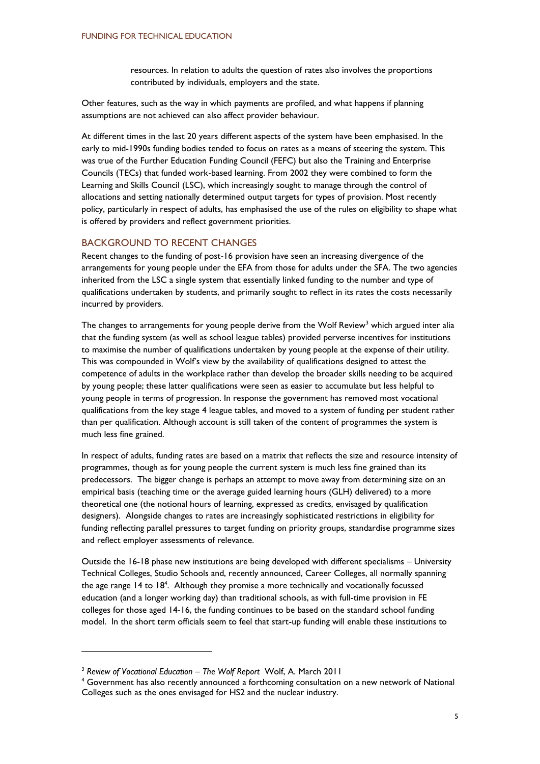resources. In relation to adults the question of rates also involves the proportions contributed by individuals, employers and the state.

Other features, such as the way in which payments are profiled, and what happens if planning assumptions are not achieved can also affect provider behaviour.

At different times in the last 20 years different aspects of the system have been emphasised. In the early to mid-1990s funding bodies tended to focus on rates as a means of steering the system. This was true of the Further Education Funding Council (FEFC) but also the Training and Enterprise Councils (TECs) that funded work-based learning. From 2002 they were combined to form the Learning and Skills Council (LSC), which increasingly sought to manage through the control of allocations and setting nationally determined output targets for types of provision. Most recently policy, particularly in respect of adults, has emphasised the use of the rules on eligibility to shape what is offered by providers and reflect government priorities.

## BACKGROUND TO RECENT CHANGES

Recent changes to the funding of post-16 provision have seen an increasing divergence of the arrangements for young people under the EFA from those for adults under the SFA. The two agencies inherited from the LSC a single system that essentially linked funding to the number and type of qualifications undertaken by students, and primarily sought to reflect in its rates the costs necessarily incurred by providers.

The changes to arrangements for young people derive from the Wolf Review[3] which argued inter alia that the funding system (as well as school league tables) provided perverse incentives for institutions to maximise the number of qualifications undertaken by young people at the expense of their utility. This was compounded in Wolf's view by the availability of qualifications designed to attest the competence of adults in the workplace rather than develop the broader skills needing to be acquired by young people; these latter qualifications were seen as easier to accumulate but less helpful to young people in terms of progression. In response the government has removed most vocational qualifications from the key stage 4 league tables, and moved to a system of funding per student rather than per qualification. Although account is still taken of the content of programmes the system is much less fine grained.

In respect of adults, funding rates are based on a matrix that reflects the size and resource intensity of programmes, though as for young people the current system is much less fine grained than its predecessors. The bigger change is perhaps an attempt to move away from determining size on an empirical basis (teaching time or the average guided learning hours (GLH) delivered) to a more theoretical one (the notional hours of learning, expressed as credits, envisaged by qualification designers). Alongside changes to rates are increasingly sophisticated restrictions in eligibility for funding reflecting parallel pressures to target funding on priority groups, standardise programme sizes and reflect employer assessments of relevance.

Outside the 16-18 phase new institutions are being developed with different specialisms – University Technical Colleges, Studio Schools and, recently announced, Career Colleges, all normally spanning the age range 14 to 18[4]. Although they promise a more technically and vocationally focussed education (and a longer working day) than traditional schools, as with full-time provision in FE colleges for those aged 14-16, the funding continues to be based on the standard school funding model. In the short term officials seem to feel that start-up funding will enable these institutions to

---

[3] *Review of Vocational Education – The Wolf Report* Wolf, A. March 2011

[4] Government has also recently announced a forthcoming consultation on a new network of National Colleges such as the ones envisaged for HS2 and the nuclear industry.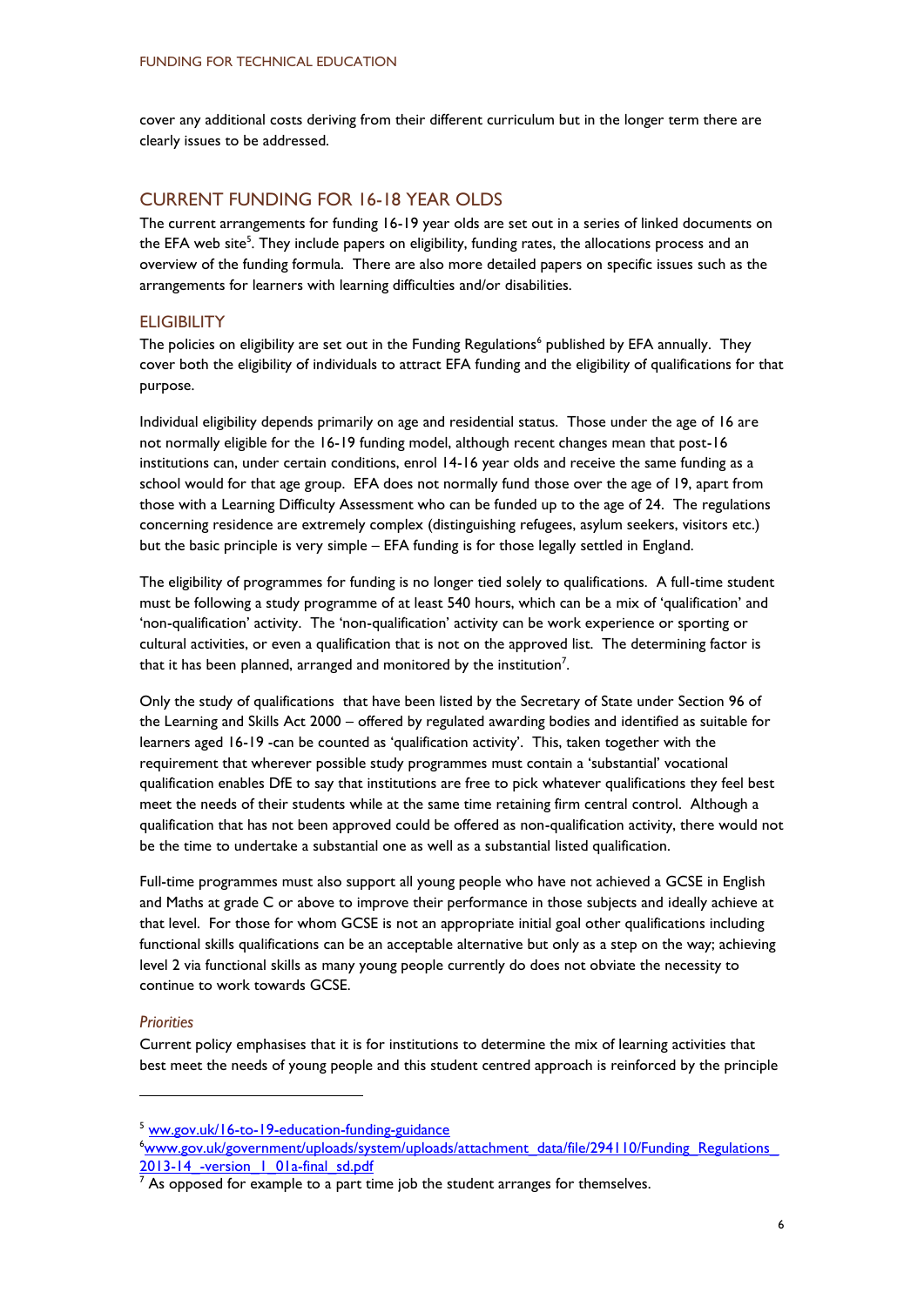cover any additional costs deriving from their different curriculum but in the longer term there are clearly issues to be addressed.

## CURRENT FUNDING FOR 16-18 YEAR OLDS

The current arrangements for funding 16-19 year olds are set out in a series of linked documents on the EFA web site[5]. They include papers on eligibility, funding rates, the allocations process and an overview of the funding formula. There are also more detailed papers on specific issues such as the arrangements for learners with learning difficulties and/or disabilities.

### ELIGIBILITY

The policies on eligibility are set out in the Funding Regulations[6] published by EFA annually. They cover both the eligibility of individuals to attract EFA funding and the eligibility of qualifications for that purpose.

Individual eligibility depends primarily on age and residential status. Those under the age of 16 are not normally eligible for the 16-19 funding model, although recent changes mean that post-16 institutions can, under certain conditions, enrol 14-16 year olds and receive the same funding as a school would for that age group. EFA does not normally fund those over the age of 19, apart from those with a Learning Difficulty Assessment who can be funded up to the age of 24. The regulations concerning residence are extremely complex (distinguishing refugees, asylum seekers, visitors etc.) but the basic principle is very simple – EFA funding is for those legally settled in England.

The eligibility of programmes for funding is no longer tied solely to qualifications. A full-time student must be following a study programme of at least 540 hours, which can be a mix of 'qualification' and 'non-qualification' activity. The 'non-qualification' activity can be work experience or sporting or cultural activities, or even a qualification that is not on the approved list. The determining factor is that it has been planned, arranged and monitored by the institution[7].

Only the study of qualifications that have been listed by the Secretary of State under Section 96 of the Learning and Skills Act 2000 – offered by regulated awarding bodies and identified as suitable for learners aged 16-19 -can be counted as 'qualification activity'. This, taken together with the requirement that wherever possible study programmes must contain a 'substantial' vocational qualification enables DfE to say that institutions are free to pick whatever qualifications they feel best meet the needs of their students while at the same time retaining firm central control. Although a qualification that has not been approved could be offered as non-qualification activity, there would not be the time to undertake a substantial one as well as a substantial listed qualification.

Full-time programmes must also support all young people who have not achieved a GCSE in English and Maths at grade C or above to improve their performance in those subjects and ideally achieve at that level. For those for whom GCSE is not an appropriate initial goal other qualifications including functional skills qualifications can be an acceptable alternative but only as a step on the way; achieving level 2 via functional skills as many young people currently do does not obviate the necessity to continue to work towards GCSE.

#### *Priorities*

Current policy emphasises that it is for institutions to determine the mix of learning activities that best meet the needs of young people and this student centred approach is reinforced by the principle

---

[5] ww.gov.uk/16-to-19-education-funding-guidance

[6] www.gov.uk/government/uploads/system/uploads/attachment_data/file/294110/Funding_Regulations_2013-14_-version_1_01a-final_sd.pdf

[7] As opposed for example to a part time job the student arranges for themselves.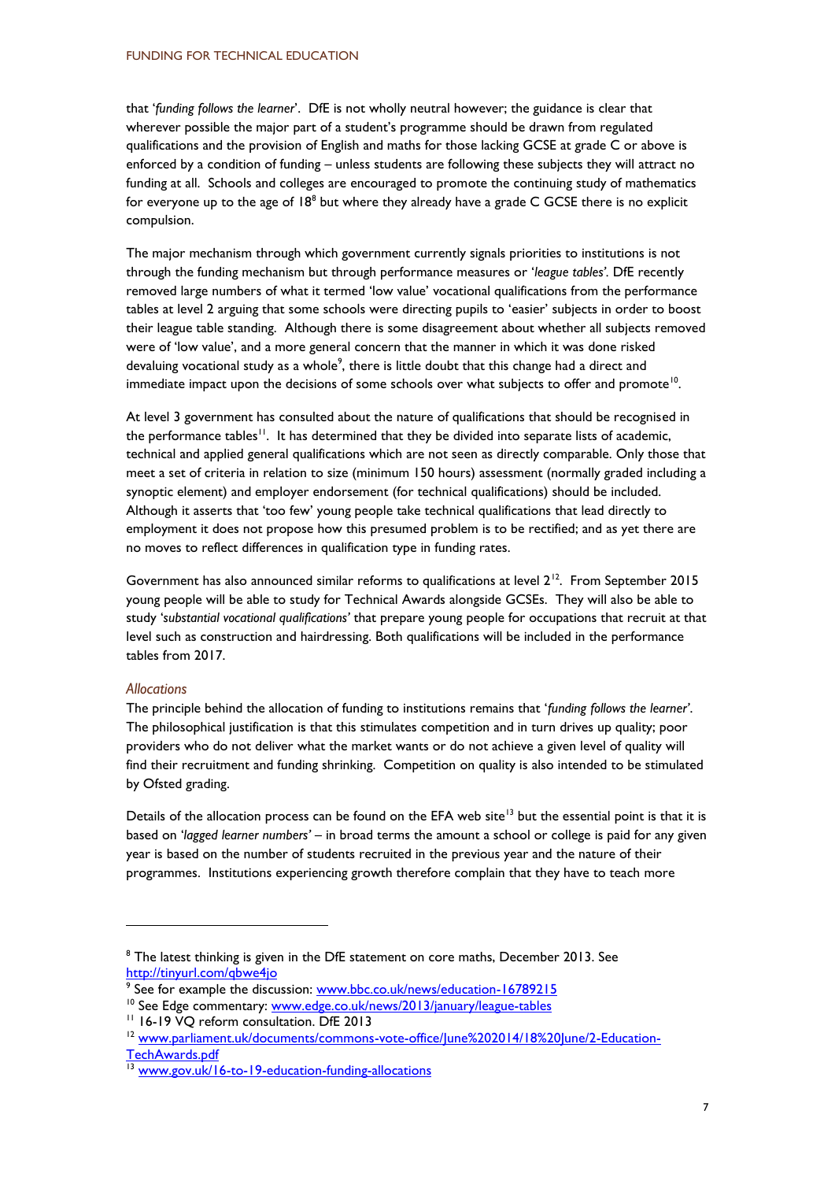that '*funding follows the learner*'. DfE is not wholly neutral however; the guidance is clear that wherever possible the major part of a student's programme should be drawn from regulated qualifications and the provision of English and maths for those lacking GCSE at grade C or above is enforced by a condition of funding – unless students are following these subjects they will attract no funding at all. Schools and colleges are encouraged to promote the continuing study of mathematics for everyone up to the age of 18[8] but where they already have a grade C GCSE there is no explicit compulsion.

The major mechanism through which government currently signals priorities to institutions is not through the funding mechanism but through performance measures or '*league tables*'. DfE recently removed large numbers of what it termed 'low value' vocational qualifications from the performance tables at level 2 arguing that some schools were directing pupils to 'easier' subjects in order to boost their league table standing. Although there is some disagreement about whether all subjects removed were of 'low value', and a more general concern that the manner in which it was done risked devaluing vocational study as a whole[9], there is little doubt that this change had a direct and immediate impact upon the decisions of some schools over what subjects to offer and promote[10].

At level 3 government has consulted about the nature of qualifications that should be recognised in the performance tables[11]. It has determined that they be divided into separate lists of academic, technical and applied general qualifications which are not seen as directly comparable. Only those that meet a set of criteria in relation to size (minimum 150 hours) assessment (normally graded including a synoptic element) and employer endorsement (for technical qualifications) should be included. Although it asserts that 'too few' young people take technical qualifications that lead directly to employment it does not propose how this presumed problem is to be rectified; and as yet there are no moves to reflect differences in qualification type in funding rates.

Government has also announced similar reforms to qualifications at level 2[12]. From September 2015 young people will be able to study for Technical Awards alongside GCSEs. They will also be able to study '*substantial vocational qualifications'* that prepare young people for occupations that recruit at that level such as construction and hairdressing. Both qualifications will be included in the performance tables from 2017.

### *Allocations*

The principle behind the allocation of funding to institutions remains that '*funding follows the learner'*. The philosophical justification is that this stimulates competition and in turn drives up quality; poor providers who do not deliver what the market wants or do not achieve a given level of quality will find their recruitment and funding shrinking. Competition on quality is also intended to be stimulated by Ofsted grading.

Details of the allocation process can be found on the EFA web site[13] but the essential point is that it is based on '*lagged learner numbers'* – in broad terms the amount a school or college is paid for any given year is based on the number of students recruited in the previous year and the nature of their programmes. Institutions experiencing growth therefore complain that they have to teach more

---

[8] The latest thinking is given in the DfE statement on core maths, December 2013. See http://tinyurl.com/qbwe4jo

[9] See for example the discussion: www.bbc.co.uk/news/education-16789215

[10] See Edge commentary: www.edge.co.uk/news/2013/january/league-tables

[11] 16-19 VQ reform consultation. DfE 2013

[12] www.parliament.uk/documents/commons-vote-office/June%202014/18%20June/2-Education-TechAwards.pdf

[13] www.gov.uk/16-to-19-education-funding-allocations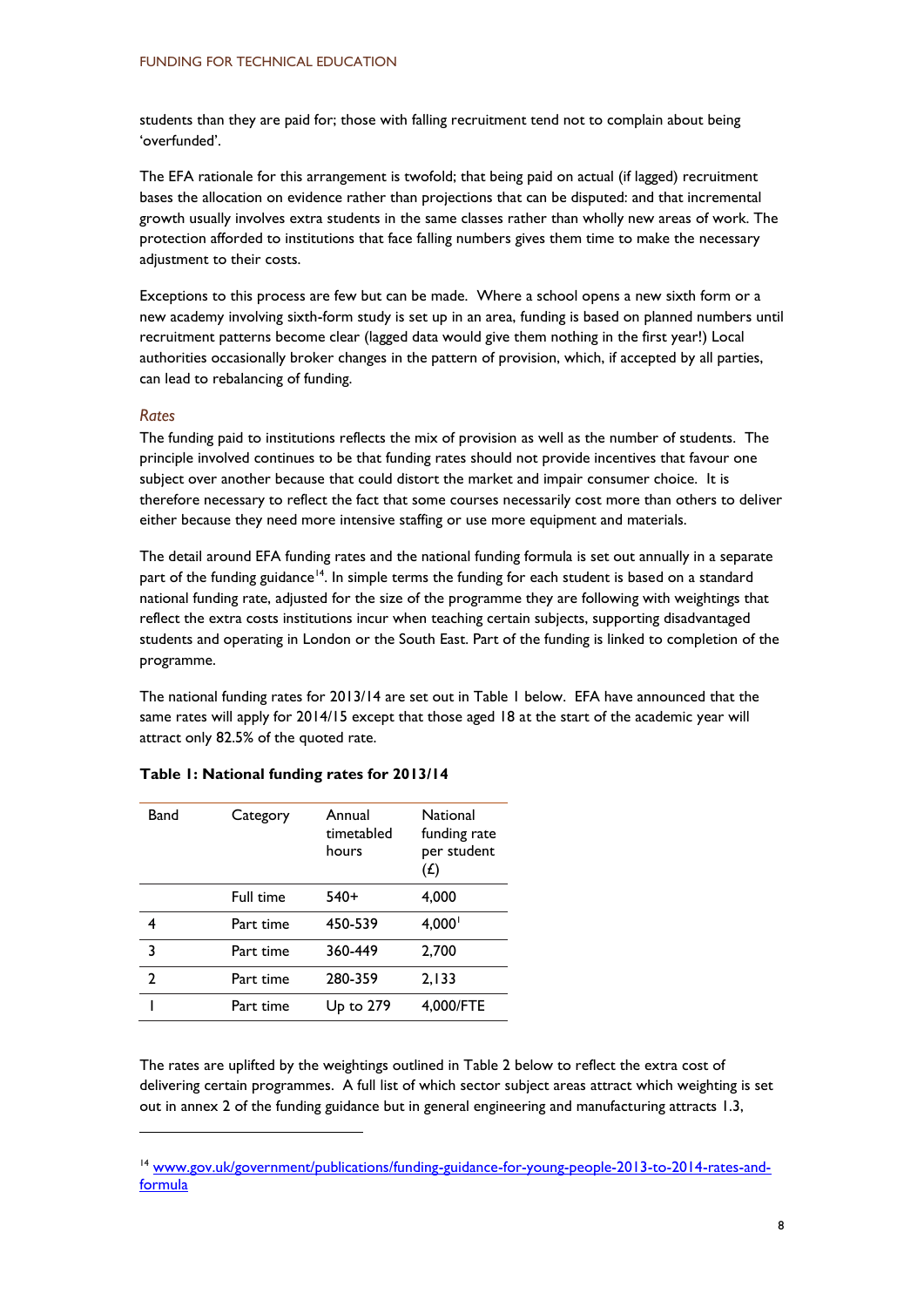students than they are paid for; those with falling recruitment tend not to complain about being 'overfunded'.

The EFA rationale for this arrangement is twofold; that being paid on actual (if lagged) recruitment bases the allocation on evidence rather than projections that can be disputed: and that incremental growth usually involves extra students in the same classes rather than wholly new areas of work. The protection afforded to institutions that face falling numbers gives them time to make the necessary adjustment to their costs.

Exceptions to this process are few but can be made. Where a school opens a new sixth form or a new academy involving sixth-form study is set up in an area, funding is based on planned numbers until recruitment patterns become clear (lagged data would give them nothing in the first year!) Local authorities occasionally broker changes in the pattern of provision, which, if accepted by all parties, can lead to rebalancing of funding.

### *Rates*

The funding paid to institutions reflects the mix of provision as well as the number of students. The principle involved continues to be that funding rates should not provide incentives that favour one subject over another because that could distort the market and impair consumer choice. It is therefore necessary to reflect the fact that some courses necessarily cost more than others to deliver either because they need more intensive staffing or use more equipment and materials.

The detail around EFA funding rates and the national funding formula is set out annually in a separate part of the funding guidance[14]. In simple terms the funding for each student is based on a standard national funding rate, adjusted for the size of the programme they are following with weightings that reflect the extra costs institutions incur when teaching certain subjects, supporting disadvantaged students and operating in London or the South East. Part of the funding is linked to completion of the programme.

The national funding rates for 2013/14 are set out in Table 1 below. EFA have announced that the same rates will apply for 2014/15 except that those aged 18 at the start of the academic year will attract only 82.5% of the quoted rate.

**Table 1: National funding rates for 2013/14**

| Band | Category | Annual timetabled hours | National funding rate per student (£) |
|---|---|---|---|
| | Full time | 540+ | 4,000 |
| 4 | Part time | 450-539 | 4,000[1] |
| 3 | Part time | 360-449 | 2,700 |
| 2 | Part time | 280-359 | 2,133 |
| 1 | Part time | Up to 279 | 4,000/FTE |

The rates are uplifted by the weightings outlined in Table 2 below to reflect the extra cost of delivering certain programmes. A full list of which sector subject areas attract which weighting is set out in annex 2 of the funding guidance but in general engineering and manufacturing attracts 1.3,

[14] www.gov.uk/government/publications/funding-guidance-for-young-people-2013-to-2014-rates-and-formula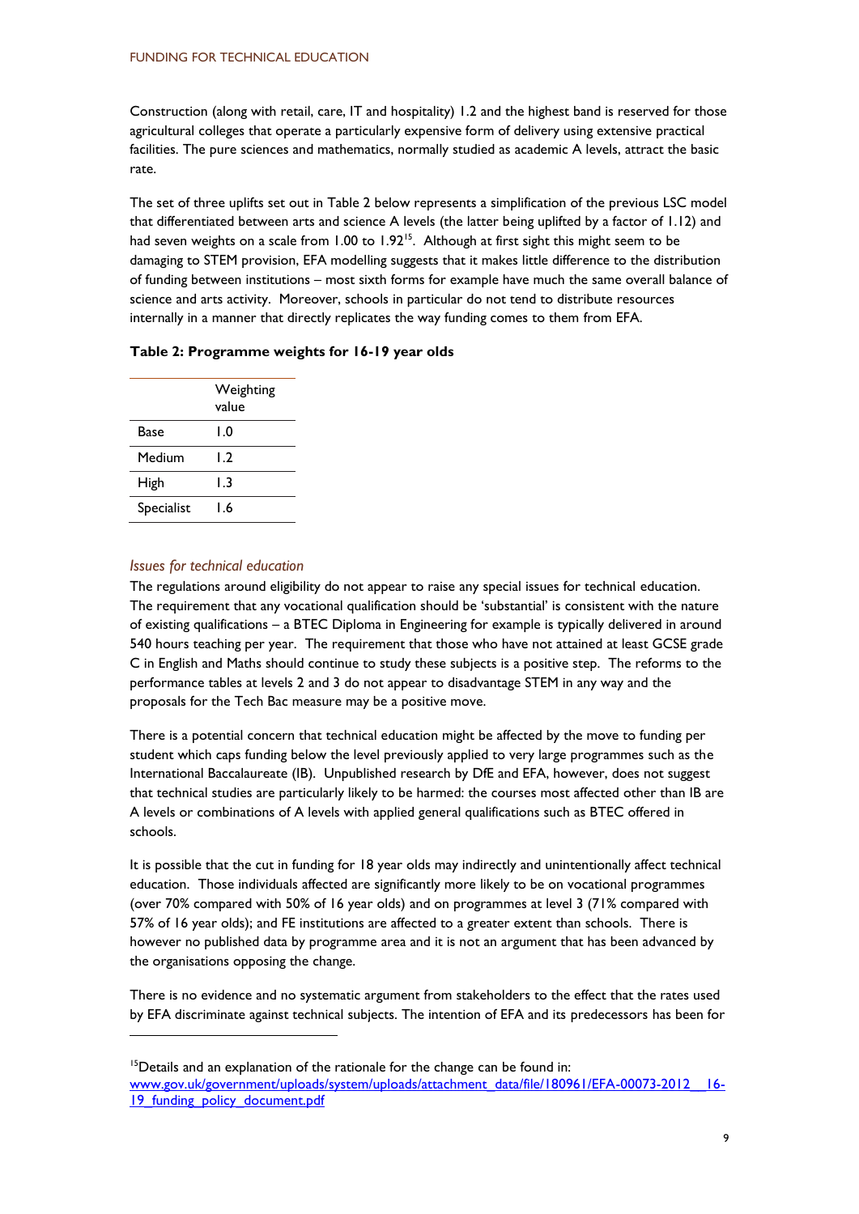Construction (along with retail, care, IT and hospitality) 1.2 and the highest band is reserved for those agricultural colleges that operate a particularly expensive form of delivery using extensive practical facilities. The pure sciences and mathematics, normally studied as academic A levels, attract the basic rate.

The set of three uplifts set out in Table 2 below represents a simplification of the previous LSC model that differentiated between arts and science A levels (the latter being uplifted by a factor of 1.12) and had seven weights on a scale from 1.00 to 1.92[15]. Although at first sight this might seem to be damaging to STEM provision, EFA modelling suggests that it makes little difference to the distribution of funding between institutions – most sixth forms for example have much the same overall balance of science and arts activity. Moreover, schools in particular do not tend to distribute resources internally in a manner that directly replicates the way funding comes to them from EFA.

**Table 2: Programme weights for 16-19 year olds**

| | Weighting value |
|---|---|
| Base | 1.0 |
| Medium | 1.2 |
| High | 1.3 |
| Specialist | 1.6 |

### *Issues for technical education*

The regulations around eligibility do not appear to raise any special issues for technical education. The requirement that any vocational qualification should be 'substantial' is consistent with the nature of existing qualifications – a BTEC Diploma in Engineering for example is typically delivered in around 540 hours teaching per year. The requirement that those who have not attained at least GCSE grade C in English and Maths should continue to study these subjects is a positive step. The reforms to the performance tables at levels 2 and 3 do not appear to disadvantage STEM in any way and the proposals for the Tech Bac measure may be a positive move.

There is a potential concern that technical education might be affected by the move to funding per student which caps funding below the level previously applied to very large programmes such as the International Baccalaureate (IB). Unpublished research by DfE and EFA, however, does not suggest that technical studies are particularly likely to be harmed: the courses most affected other than IB are A levels or combinations of A levels with applied general qualifications such as BTEC offered in schools.

It is possible that the cut in funding for 18 year olds may indirectly and unintentionally affect technical education. Those individuals affected are significantly more likely to be on vocational programmes (over 70% compared with 50% of 16 year olds) and on programmes at level 3 (71% compared with 57% of 16 year olds); and FE institutions are affected to a greater extent than schools. There is however no published data by programme area and it is not an argument that has been advanced by the organisations opposing the change.

There is no evidence and no systematic argument from stakeholders to the effect that the rates used by EFA discriminate against technical subjects. The intention of EFA and its predecessors has been for

---

[15] Details and an explanation of the rationale for the change can be found in: www.gov.uk/government/uploads/system/uploads/attachment_data/file/180961/EFA-00073-2012__16-19_funding_policy_document.pdf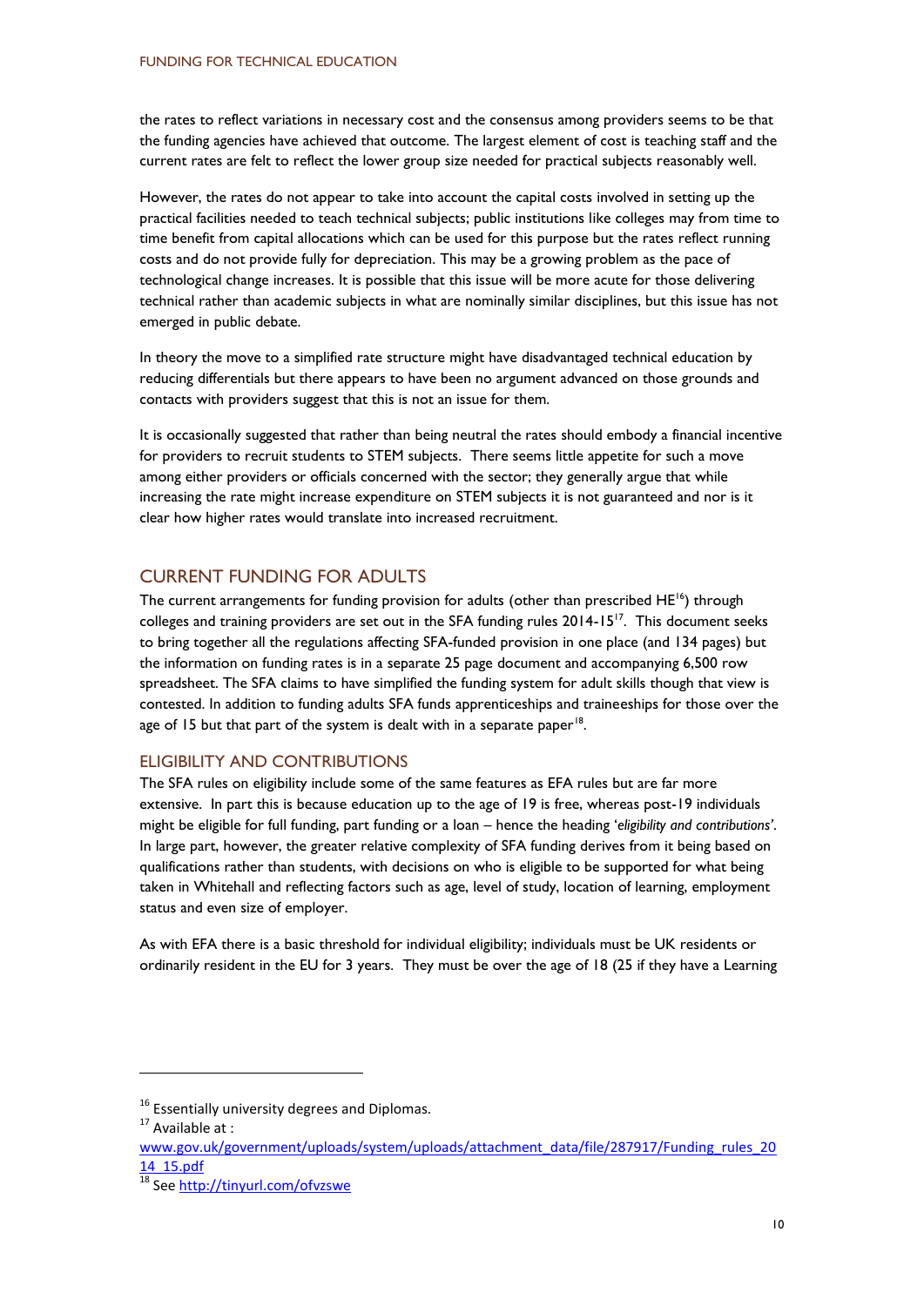the rates to reflect variations in necessary cost and the consensus among providers seems to be that the funding agencies have achieved that outcome. The largest element of cost is teaching staff and the current rates are felt to reflect the lower group size needed for practical subjects reasonably well.

However, the rates do not appear to take into account the capital costs involved in setting up the practical facilities needed to teach technical subjects; public institutions like colleges may from time to time benefit from capital allocations which can be used for this purpose but the rates reflect running costs and do not provide fully for depreciation. This may be a growing problem as the pace of technological change increases. It is possible that this issue will be more acute for those delivering technical rather than academic subjects in what are nominally similar disciplines, but this issue has not emerged in public debate.

In theory the move to a simplified rate structure might have disadvantaged technical education by reducing differentials but there appears to have been no argument advanced on those grounds and contacts with providers suggest that this is not an issue for them.

It is occasionally suggested that rather than being neutral the rates should embody a financial incentive for providers to recruit students to STEM subjects. There seems little appetite for such a move among either providers or officials concerned with the sector; they generally argue that while increasing the rate might increase expenditure on STEM subjects it is not guaranteed and nor is it clear how higher rates would translate into increased recruitment.

## CURRENT FUNDING FOR ADULTS

The current arrangements for funding provision for adults (other than prescribed HE[16]) through colleges and training providers are set out in the SFA funding rules 2014-15[17]. This document seeks to bring together all the regulations affecting SFA-funded provision in one place (and 134 pages) but the information on funding rates is in a separate 25 page document and accompanying 6,500 row spreadsheet. The SFA claims to have simplified the funding system for adult skills though that view is contested. In addition to funding adults SFA funds apprenticeships and traineeships for those over the age of 15 but that part of the system is dealt with in a separate paper[18].

### ELIGIBILITY AND CONTRIBUTIONS

The SFA rules on eligibility include some of the same features as EFA rules but are far more extensive. In part this is because education up to the age of 19 is free, whereas post-19 individuals might be eligible for full funding, part funding or a loan – hence the heading '*eligibility and contributions*'. In large part, however, the greater relative complexity of SFA funding derives from it being based on qualifications rather than students, with decisions on who is eligible to be supported for what being taken in Whitehall and reflecting factors such as age, level of study, location of learning, employment status and even size of employer.

As with EFA there is a basic threshold for individual eligibility; individuals must be UK residents or ordinarily resident in the EU for 3 years. They must be over the age of 18 (25 if they have a Learning

---

[16] Essentially university degrees and Diplomas.

[17] Available at : www.gov.uk/government/uploads/system/uploads/attachment_data/file/287917/Funding_rules_2014_15.pdf

[18] See http://tinyurl.com/ofvzswe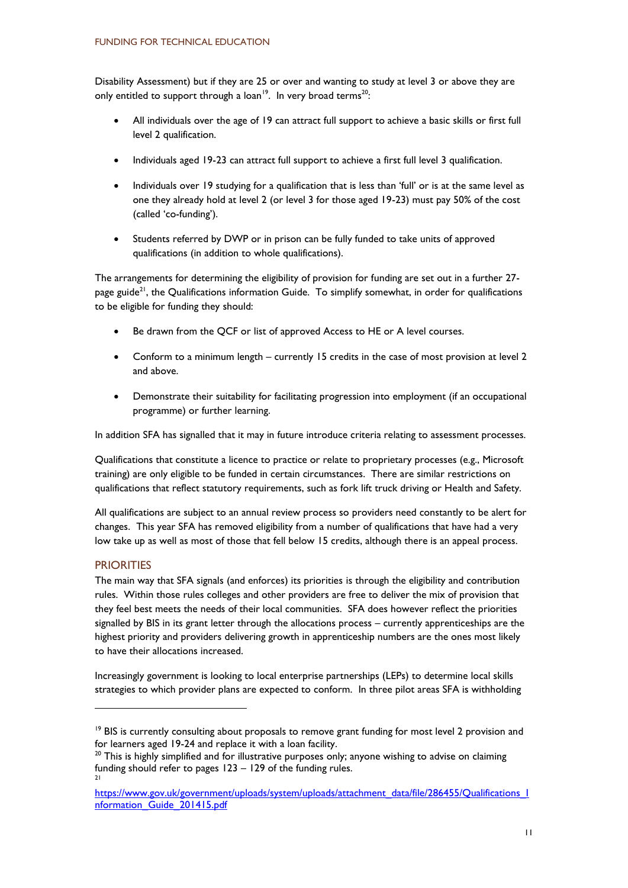Disability Assessment) but if they are 25 or over and wanting to study at level 3 or above they are only entitled to support through a loan[19]. In very broad terms[20]:

- All individuals over the age of 19 can attract full support to achieve a basic skills or first full level 2 qualification.
- Individuals aged 19-23 can attract full support to achieve a first full level 3 qualification.
- Individuals over 19 studying for a qualification that is less than 'full' or is at the same level as one they already hold at level 2 (or level 3 for those aged 19-23) must pay 50% of the cost (called 'co-funding').
- Students referred by DWP or in prison can be fully funded to take units of approved qualifications (in addition to whole qualifications).

The arrangements for determining the eligibility of provision for funding are set out in a further 27-page guide[21], the Qualifications information Guide. To simplify somewhat, in order for qualifications to be eligible for funding they should:

- Be drawn from the QCF or list of approved Access to HE or A level courses.
- Conform to a minimum length – currently 15 credits in the case of most provision at level 2 and above.
- Demonstrate their suitability for facilitating progression into employment (if an occupational programme) or further learning.

In addition SFA has signalled that it may in future introduce criteria relating to assessment processes.

Qualifications that constitute a licence to practice or relate to proprietary processes (e.g., Microsoft training) are only eligible to be funded in certain circumstances. There are similar restrictions on qualifications that reflect statutory requirements, such as fork lift truck driving or Health and Safety.

All qualifications are subject to an annual review process so providers need constantly to be alert for changes. This year SFA has removed eligibility from a number of qualifications that have had a very low take up as well as most of those that fell below 15 credits, although there is an appeal process.

## PRIORITIES

The main way that SFA signals (and enforces) its priorities is through the eligibility and contribution rules. Within those rules colleges and other providers are free to deliver the mix of provision that they feel best meets the needs of their local communities. SFA does however reflect the priorities signalled by BIS in its grant letter through the allocations process – currently apprenticeships are the highest priority and providers delivering growth in apprenticeship numbers are the ones most likely to have their allocations increased.

Increasingly government is looking to local enterprise partnerships (LEPs) to determine local skills strategies to which provider plans are expected to conform. In three pilot areas SFA is withholding

---

[19] BIS is currently consulting about proposals to remove grant funding for most level 2 provision and for learners aged 19-24 and replace it with a loan facility.

[20] This is highly simplified and for illustrative purposes only; anyone wishing to advise on claiming funding should refer to pages 123 – 129 of the funding rules.

[21] https://www.gov.uk/government/uploads/system/uploads/attachment_data/file/286455/Qualifications_Information_Guide_201415.pdf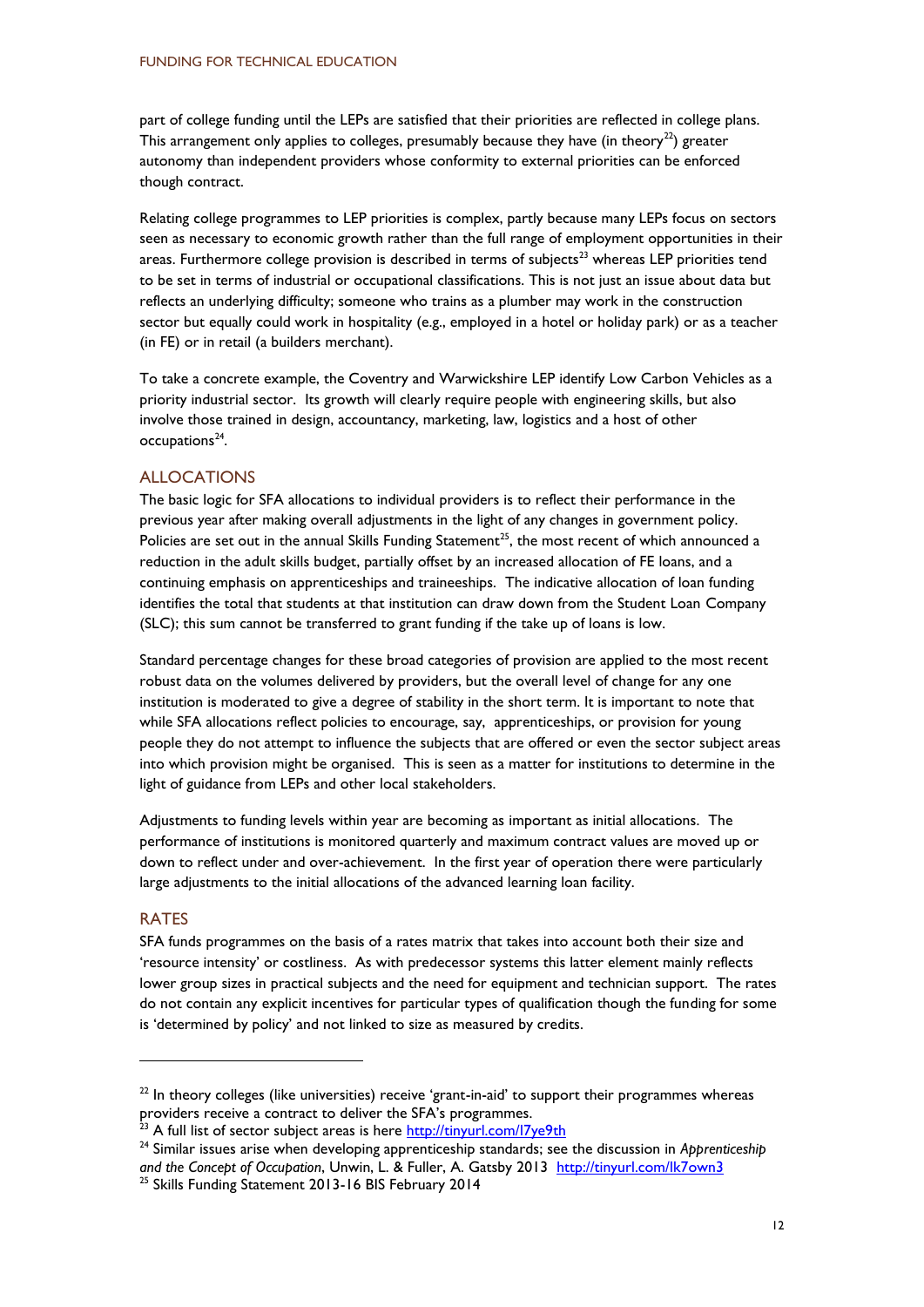part of college funding until the LEPs are satisfied that their priorities are reflected in college plans. This arrangement only applies to colleges, presumably because they have (in theory[22]) greater autonomy than independent providers whose conformity to external priorities can be enforced though contract.

Relating college programmes to LEP priorities is complex, partly because many LEPs focus on sectors seen as necessary to economic growth rather than the full range of employment opportunities in their areas. Furthermore college provision is described in terms of subjects[23] whereas LEP priorities tend to be set in terms of industrial or occupational classifications. This is not just an issue about data but reflects an underlying difficulty; someone who trains as a plumber may work in the construction sector but equally could work in hospitality (e.g., employed in a hotel or holiday park) or as a teacher (in FE) or in retail (a builders merchant).

To take a concrete example, the Coventry and Warwickshire LEP identify Low Carbon Vehicles as a priority industrial sector. Its growth will clearly require people with engineering skills, but also involve those trained in design, accountancy, marketing, law, logistics and a host of other occupations[24].

## ALLOCATIONS

The basic logic for SFA allocations to individual providers is to reflect their performance in the previous year after making overall adjustments in the light of any changes in government policy. Policies are set out in the annual Skills Funding Statement[25], the most recent of which announced a reduction in the adult skills budget, partially offset by an increased allocation of FE loans, and a continuing emphasis on apprenticeships and traineeships. The indicative allocation of loan funding identifies the total that students at that institution can draw down from the Student Loan Company (SLC); this sum cannot be transferred to grant funding if the take up of loans is low.

Standard percentage changes for these broad categories of provision are applied to the most recent robust data on the volumes delivered by providers, but the overall level of change for any one institution is moderated to give a degree of stability in the short term. It is important to note that while SFA allocations reflect policies to encourage, say, apprenticeships, or provision for young people they do not attempt to influence the subjects that are offered or even the sector subject areas into which provision might be organised. This is seen as a matter for institutions to determine in the light of guidance from LEPs and other local stakeholders.

Adjustments to funding levels within year are becoming as important as initial allocations. The performance of institutions is monitored quarterly and maximum contract values are moved up or down to reflect under and over-achievement. In the first year of operation there were particularly large adjustments to the initial allocations of the advanced learning loan facility.

## RATES

SFA funds programmes on the basis of a rates matrix that takes into account both their size and 'resource intensity' or costliness. As with predecessor systems this latter element mainly reflects lower group sizes in practical subjects and the need for equipment and technician support. The rates do not contain any explicit incentives for particular types of qualification though the funding for some is 'determined by policy' and not linked to size as measured by credits.

---

[22] In theory colleges (like universities) receive 'grant-in-aid' to support their programmes whereas providers receive a contract to deliver the SFA's programmes.

[23] A full list of sector subject areas is here http://tinyurl.com/l7ye9th

[24] Similar issues arise when developing apprenticeship standards; see the discussion in *Apprenticeship and the Concept of Occupation*, Unwin, L. & Fuller, A. Gatsby 2013 http://tinyurl.com/lk7own3

[25] Skills Funding Statement 2013-16 BIS February 2014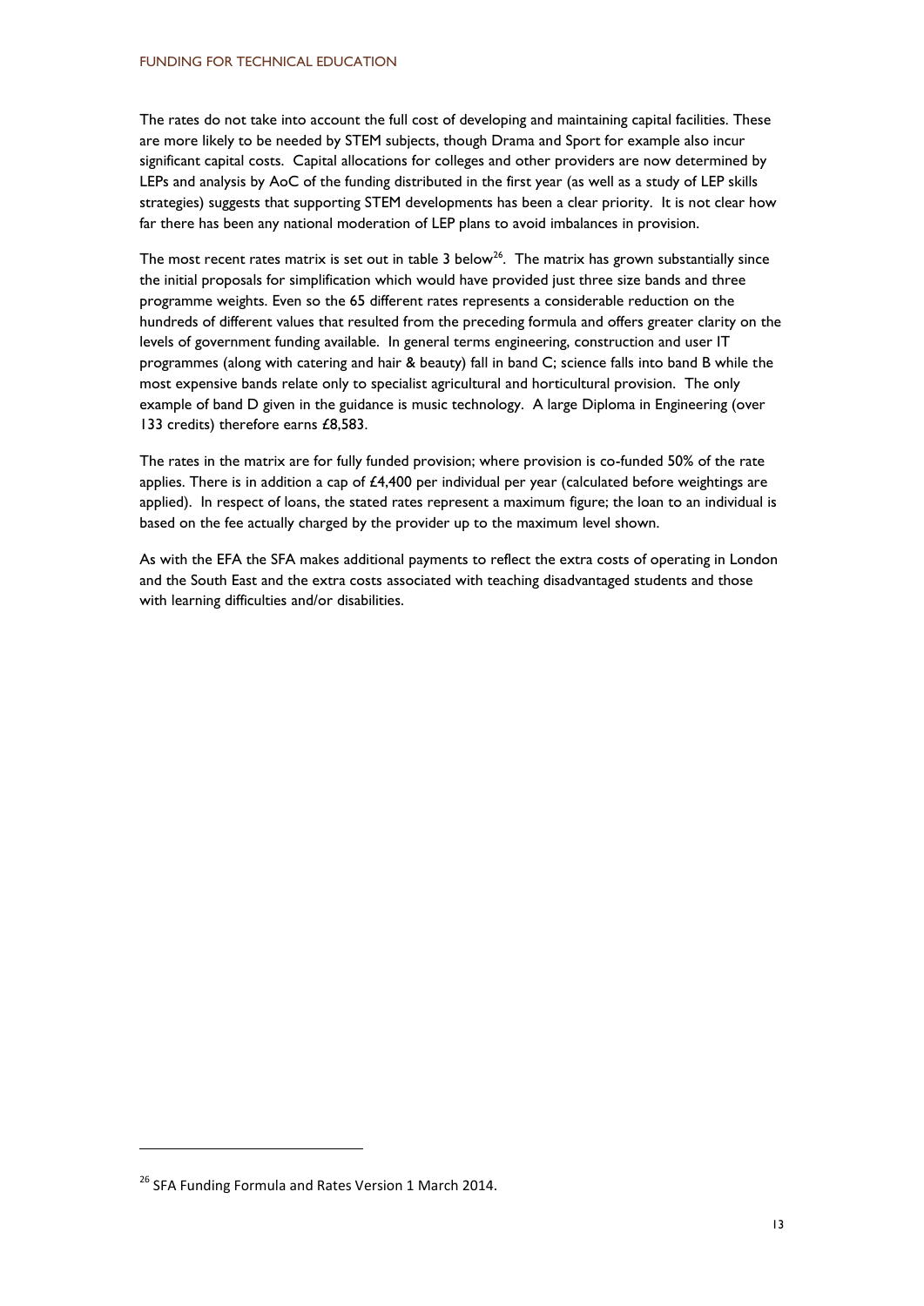The rates do not take into account the full cost of developing and maintaining capital facilities. These are more likely to be needed by STEM subjects, though Drama and Sport for example also incur significant capital costs. Capital allocations for colleges and other providers are now determined by LEPs and analysis by AoC of the funding distributed in the first year (as well as a study of LEP skills strategies) suggests that supporting STEM developments has been a clear priority. It is not clear how far there has been any national moderation of LEP plans to avoid imbalances in provision.

The most recent rates matrix is set out in table 3 below[26]. The matrix has grown substantially since the initial proposals for simplification which would have provided just three size bands and three programme weights. Even so the 65 different rates represents a considerable reduction on the hundreds of different values that resulted from the preceding formula and offers greater clarity on the levels of government funding available. In general terms engineering, construction and user IT programmes (along with catering and hair & beauty) fall in band C; science falls into band B while the most expensive bands relate only to specialist agricultural and horticultural provision. The only example of band D given in the guidance is music technology. A large Diploma in Engineering (over 133 credits) therefore earns £8,583.

The rates in the matrix are for fully funded provision; where provision is co-funded 50% of the rate applies. There is in addition a cap of £4,400 per individual per year (calculated before weightings are applied). In respect of loans, the stated rates represent a maximum figure; the loan to an individual is based on the fee actually charged by the provider up to the maximum level shown.

As with the EFA the SFA makes additional payments to reflect the extra costs of operating in London and the South East and the extra costs associated with teaching disadvantaged students and those with learning difficulties and/or disabilities.

[26] SFA Funding Formula and Rates Version 1 March 2014.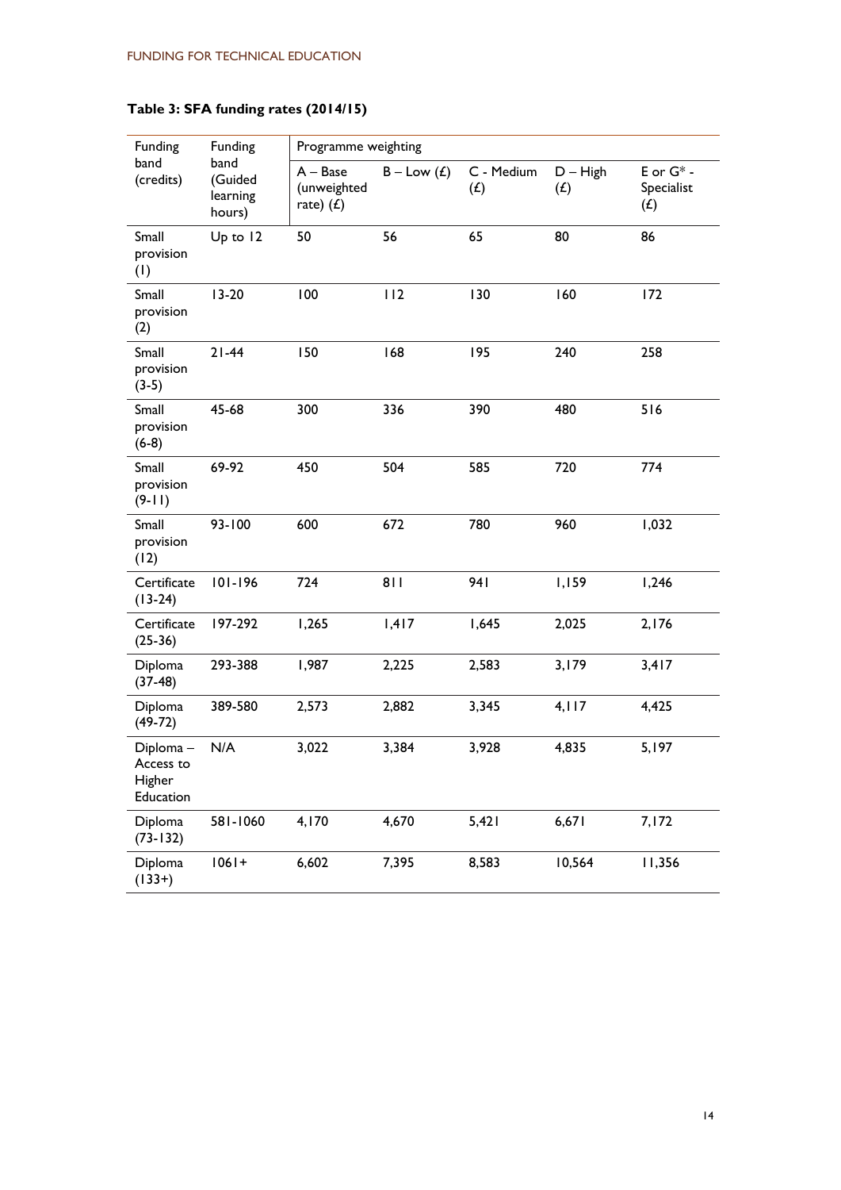**Table 3: SFA funding rates (2014/15)**

| Funding band (credits) | Funding band (Guided learning hours) | Programme weighting | | | | |
|---|---|---|---|---|---|---|
| | | A – Base (unweighted rate) (£) | B – Low (£) | C - Medium (£) | D – High (£) | E or G* - Specialist (£) |
| Small provision (1) | Up to 12 | 50 | 56 | 65 | 80 | 86 |
| Small provision (2) | 13-20 | 100 | 112 | 130 | 160 | 172 |
| Small provision (3-5) | 21-44 | 150 | 168 | 195 | 240 | 258 |
| Small provision (6-8) | 45-68 | 300 | 336 | 390 | 480 | 516 |
| Small provision (9-11) | 69-92 | 450 | 504 | 585 | 720 | 774 |
| Small provision (12) | 93-100 | 600 | 672 | 780 | 960 | 1,032 |
| Certificate (13-24) | 101-196 | 724 | 811 | 941 | 1,159 | 1,246 |
| Certificate (25-36) | 197-292 | 1,265 | 1,417 | 1,645 | 2,025 | 2,176 |
| Diploma (37-48) | 293-388 | 1,987 | 2,225 | 2,583 | 3,179 | 3,417 |
| Diploma (49-72) | 389-580 | 2,573 | 2,882 | 3,345 | 4,117 | 4,425 |
| Diploma – Access to Higher Education | N/A | 3,022 | 3,384 | 3,928 | 4,835 | 5,197 |
| Diploma (73-132) | 581-1060 | 4,170 | 4,670 | 5,421 | 6,671 | 7,172 |
| Diploma (133+) | 1061+ | 6,602 | 7,395 | 8,583 | 10,564 | 11,356 |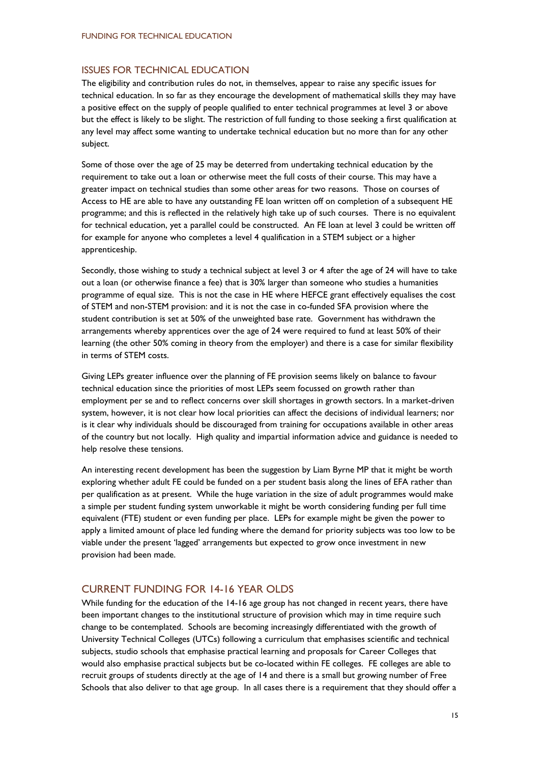## ISSUES FOR TECHNICAL EDUCATION

The eligibility and contribution rules do not, in themselves, appear to raise any specific issues for technical education. In so far as they encourage the development of mathematical skills they may have a positive effect on the supply of people qualified to enter technical programmes at level 3 or above but the effect is likely to be slight. The restriction of full funding to those seeking a first qualification at any level may affect some wanting to undertake technical education but no more than for any other subject.

Some of those over the age of 25 may be deterred from undertaking technical education by the requirement to take out a loan or otherwise meet the full costs of their course. This may have a greater impact on technical studies than some other areas for two reasons. Those on courses of Access to HE are able to have any outstanding FE loan written off on completion of a subsequent HE programme; and this is reflected in the relatively high take up of such courses. There is no equivalent for technical education, yet a parallel could be constructed. An FE loan at level 3 could be written off for example for anyone who completes a level 4 qualification in a STEM subject or a higher apprenticeship.

Secondly, those wishing to study a technical subject at level 3 or 4 after the age of 24 will have to take out a loan (or otherwise finance a fee) that is 30% larger than someone who studies a humanities programme of equal size. This is not the case in HE where HEFCE grant effectively equalises the cost of STEM and non-STEM provision: and it is not the case in co-funded SFA provision where the student contribution is set at 50% of the unweighted base rate. Government has withdrawn the arrangements whereby apprentices over the age of 24 were required to fund at least 50% of their learning (the other 50% coming in theory from the employer) and there is a case for similar flexibility in terms of STEM costs.

Giving LEPs greater influence over the planning of FE provision seems likely on balance to favour technical education since the priorities of most LEPs seem focussed on growth rather than employment per se and to reflect concerns over skill shortages in growth sectors. In a market-driven system, however, it is not clear how local priorities can affect the decisions of individual learners; nor is it clear why individuals should be discouraged from training for occupations available in other areas of the country but not locally. High quality and impartial information advice and guidance is needed to help resolve these tensions.

An interesting recent development has been the suggestion by Liam Byrne MP that it might be worth exploring whether adult FE could be funded on a per student basis along the lines of EFA rather than per qualification as at present. While the huge variation in the size of adult programmes would make a simple per student funding system unworkable it might be worth considering funding per full time equivalent (FTE) student or even funding per place. LEPs for example might be given the power to apply a limited amount of place led funding where the demand for priority subjects was too low to be viable under the present 'lagged' arrangements but expected to grow once investment in new provision had been made.

## CURRENT FUNDING FOR 14-16 YEAR OLDS

While funding for the education of the 14-16 age group has not changed in recent years, there have been important changes to the institutional structure of provision which may in time require such change to be contemplated. Schools are becoming increasingly differentiated with the growth of University Technical Colleges (UTCs) following a curriculum that emphasises scientific and technical subjects, studio schools that emphasise practical learning and proposals for Career Colleges that would also emphasise practical subjects but be co-located within FE colleges. FE colleges are able to recruit groups of students directly at the age of 14 and there is a small but growing number of Free Schools that also deliver to that age group. In all cases there is a requirement that they should offer a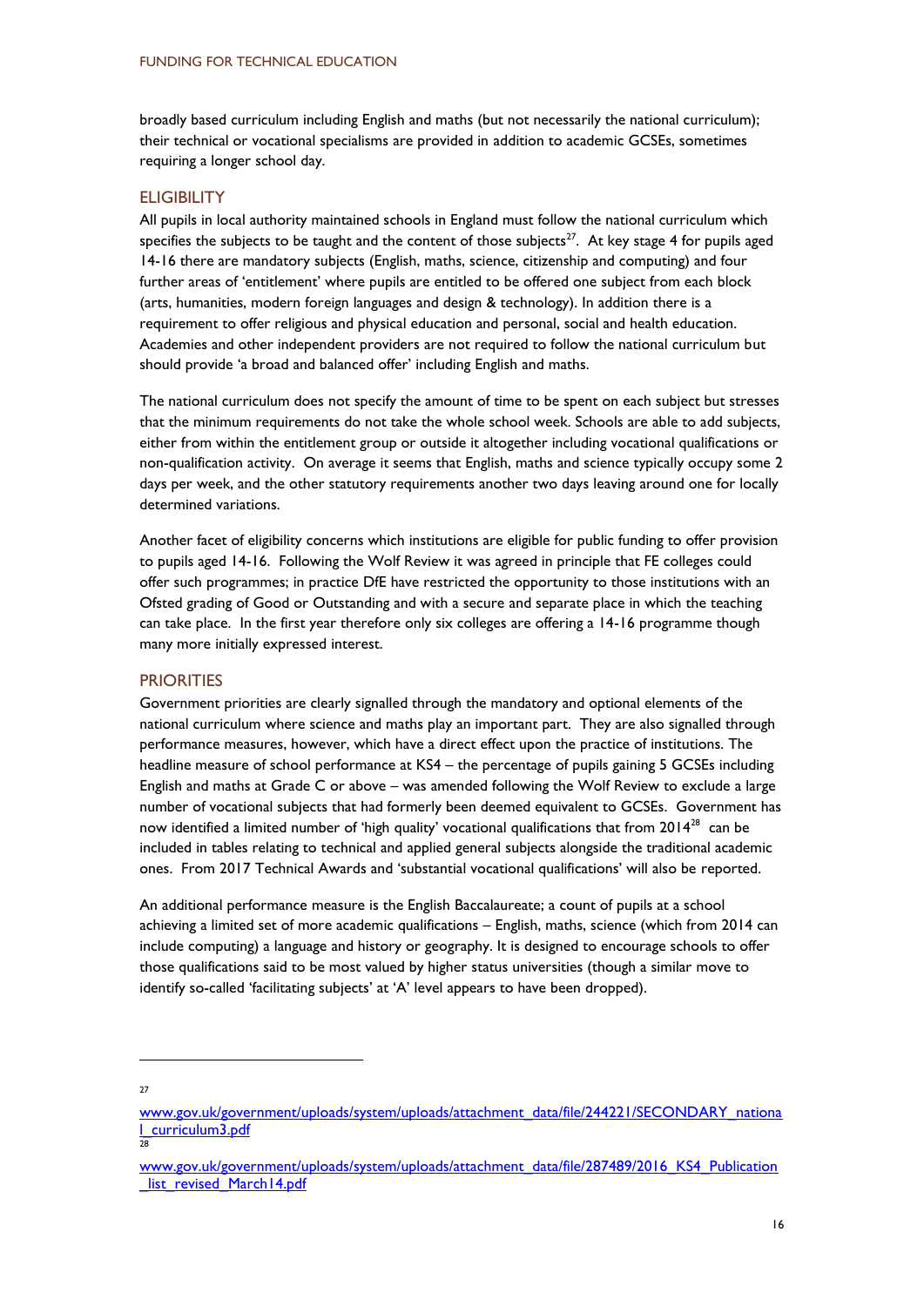broadly based curriculum including English and maths (but not necessarily the national curriculum); their technical or vocational specialisms are provided in addition to academic GCSEs, sometimes requiring a longer school day.

## ELIGIBILITY

All pupils in local authority maintained schools in England must follow the national curriculum which specifies the subjects to be taught and the content of those subjects[27]. At key stage 4 for pupils aged 14-16 there are mandatory subjects (English, maths, science, citizenship and computing) and four further areas of 'entitlement' where pupils are entitled to be offered one subject from each block (arts, humanities, modern foreign languages and design & technology). In addition there is a requirement to offer religious and physical education and personal, social and health education. Academies and other independent providers are not required to follow the national curriculum but should provide 'a broad and balanced offer' including English and maths.

The national curriculum does not specify the amount of time to be spent on each subject but stresses that the minimum requirements do not take the whole school week. Schools are able to add subjects, either from within the entitlement group or outside it altogether including vocational qualifications or non-qualification activity. On average it seems that English, maths and science typically occupy some 2 days per week, and the other statutory requirements another two days leaving around one for locally determined variations.

Another facet of eligibility concerns which institutions are eligible for public funding to offer provision to pupils aged 14-16. Following the Wolf Review it was agreed in principle that FE colleges could offer such programmes; in practice DfE have restricted the opportunity to those institutions with an Ofsted grading of Good or Outstanding and with a secure and separate place in which the teaching can take place. In the first year therefore only six colleges are offering a 14-16 programme though many more initially expressed interest.

## PRIORITIES

Government priorities are clearly signalled through the mandatory and optional elements of the national curriculum where science and maths play an important part. They are also signalled through performance measures, however, which have a direct effect upon the practice of institutions. The headline measure of school performance at KS4 – the percentage of pupils gaining 5 GCSEs including English and maths at Grade C or above – was amended following the Wolf Review to exclude a large number of vocational subjects that had formerly been deemed equivalent to GCSEs. Government has now identified a limited number of 'high quality' vocational qualifications that from 2014[28] can be included in tables relating to technical and applied general subjects alongside the traditional academic ones. From 2017 Technical Awards and 'substantial vocational qualifications' will also be reported.

An additional performance measure is the English Baccalaureate; a count of pupils at a school achieving a limited set of more academic qualifications – English, maths, science (which from 2014 can include computing) a language and history or geography. It is designed to encourage schools to offer those qualifications said to be most valued by higher status universities (though a similar move to identify so-called 'facilitating subjects' at 'A' level appears to have been dropped).

---

[27] www.gov.uk/government/uploads/system/uploads/attachment_data/file/244221/SECONDARY_national_curriculum3.pdf

[28] www.gov.uk/government/uploads/system/uploads/attachment_data/file/287489/2016_KS4_Publication_list_revised_March14.pdf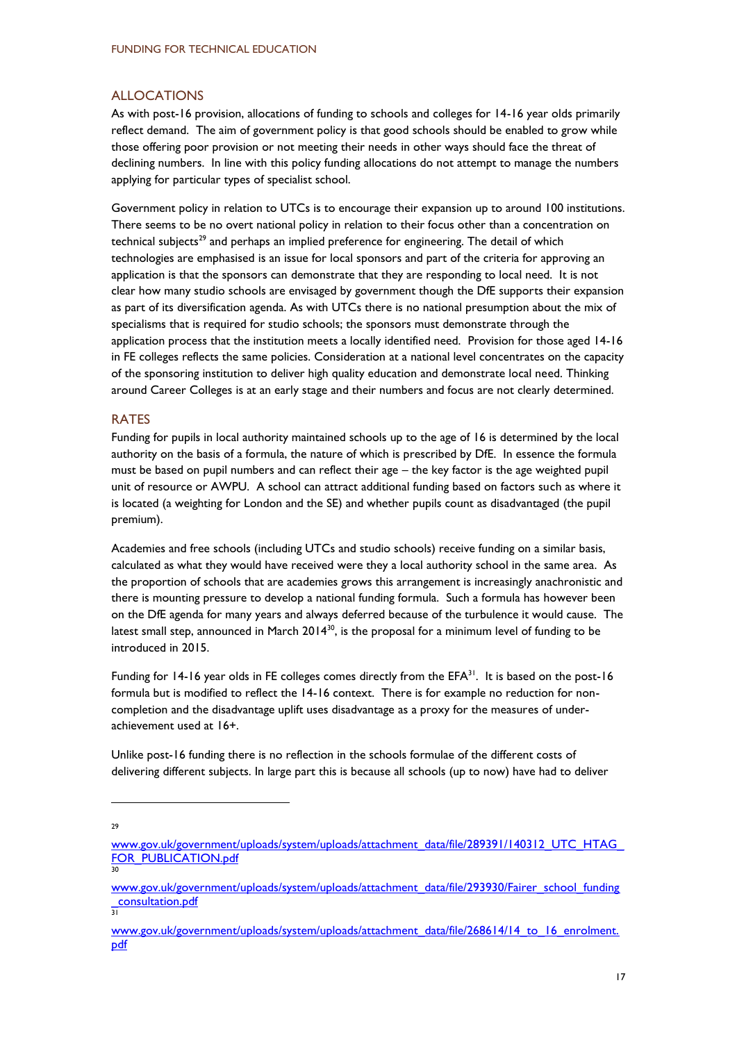## ALLOCATIONS

As with post-16 provision, allocations of funding to schools and colleges for 14-16 year olds primarily reflect demand. The aim of government policy is that good schools should be enabled to grow while those offering poor provision or not meeting their needs in other ways should face the threat of declining numbers. In line with this policy funding allocations do not attempt to manage the numbers applying for particular types of specialist school.

Government policy in relation to UTCs is to encourage their expansion up to around 100 institutions. There seems to be no overt national policy in relation to their focus other than a concentration on technical subjects[29] and perhaps an implied preference for engineering. The detail of which technologies are emphasised is an issue for local sponsors and part of the criteria for approving an application is that the sponsors can demonstrate that they are responding to local need. It is not clear how many studio schools are envisaged by government though the DfE supports their expansion as part of its diversification agenda. As with UTCs there is no national presumption about the mix of specialisms that is required for studio schools; the sponsors must demonstrate through the application process that the institution meets a locally identified need. Provision for those aged 14-16 in FE colleges reflects the same policies. Consideration at a national level concentrates on the capacity of the sponsoring institution to deliver high quality education and demonstrate local need. Thinking around Career Colleges is at an early stage and their numbers and focus are not clearly determined.

## RATES

Funding for pupils in local authority maintained schools up to the age of 16 is determined by the local authority on the basis of a formula, the nature of which is prescribed by DfE. In essence the formula must be based on pupil numbers and can reflect their age – the key factor is the age weighted pupil unit of resource or AWPU. A school can attract additional funding based on factors such as where it is located (a weighting for London and the SE) and whether pupils count as disadvantaged (the pupil premium).

Academies and free schools (including UTCs and studio schools) receive funding on a similar basis, calculated as what they would have received were they a local authority school in the same area. As the proportion of schools that are academies grows this arrangement is increasingly anachronistic and there is mounting pressure to develop a national funding formula. Such a formula has however been on the DfE agenda for many years and always deferred because of the turbulence it would cause. The latest small step, announced in March 2014[30], is the proposal for a minimum level of funding to be introduced in 2015.

Funding for 14-16 year olds in FE colleges comes directly from the EFA[31]. It is based on the post-16 formula but is modified to reflect the 14-16 context. There is for example no reduction for non-completion and the disadvantage uplift uses disadvantage as a proxy for the measures of under-achievement used at 16+.

Unlike post-16 funding there is no reflection in the schools formulae of the different costs of delivering different subjects. In large part this is because all schools (up to now) have had to deliver

---

[29] www.gov.uk/government/uploads/system/uploads/attachment_data/file/289391/140312_UTC_HTAG_FOR_PUBLICATION.pdf

[30] www.gov.uk/government/uploads/system/uploads/attachment_data/file/293930/Fairer_school_funding_consultation.pdf

[31] www.gov.uk/government/uploads/system/uploads/attachment_data/file/268614/14_to_16_enrolment.pdf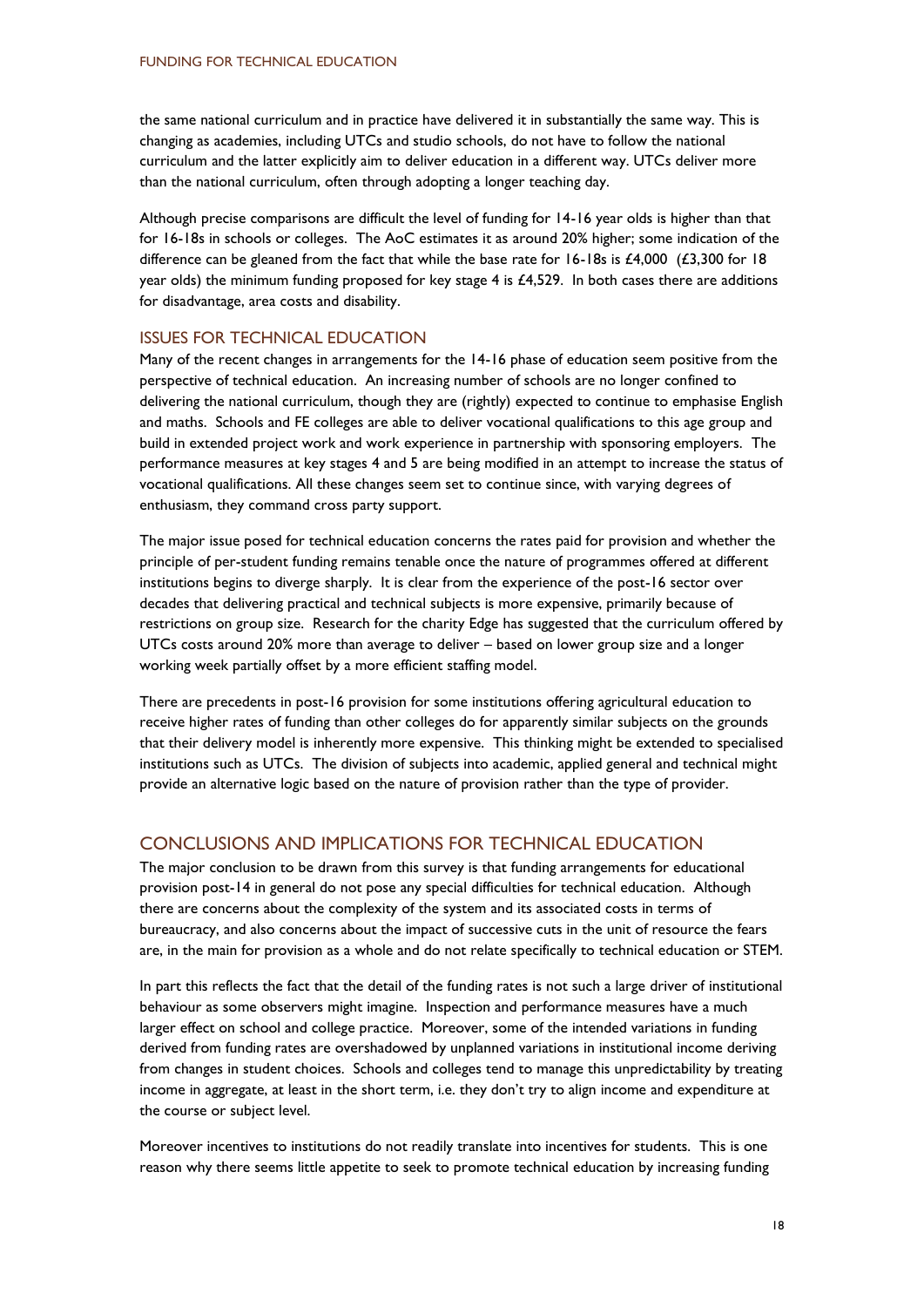the same national curriculum and in practice have delivered it in substantially the same way. This is changing as academies, including UTCs and studio schools, do not have to follow the national curriculum and the latter explicitly aim to deliver education in a different way. UTCs deliver more than the national curriculum, often through adopting a longer teaching day.

Although precise comparisons are difficult the level of funding for 14-16 year olds is higher than that for 16-18s in schools or colleges. The AoC estimates it as around 20% higher; some indication of the difference can be gleaned from the fact that while the base rate for 16-18s is £4,000 (£3,300 for 18 year olds) the minimum funding proposed for key stage 4 is £4,529. In both cases there are additions for disadvantage, area costs and disability.

### ISSUES FOR TECHNICAL EDUCATION

Many of the recent changes in arrangements for the 14-16 phase of education seem positive from the perspective of technical education. An increasing number of schools are no longer confined to delivering the national curriculum, though they are (rightly) expected to continue to emphasise English and maths. Schools and FE colleges are able to deliver vocational qualifications to this age group and build in extended project work and work experience in partnership with sponsoring employers. The performance measures at key stages 4 and 5 are being modified in an attempt to increase the status of vocational qualifications. All these changes seem set to continue since, with varying degrees of enthusiasm, they command cross party support.

The major issue posed for technical education concerns the rates paid for provision and whether the principle of per-student funding remains tenable once the nature of programmes offered at different institutions begins to diverge sharply. It is clear from the experience of the post-16 sector over decades that delivering practical and technical subjects is more expensive, primarily because of restrictions on group size. Research for the charity Edge has suggested that the curriculum offered by UTCs costs around 20% more than average to deliver – based on lower group size and a longer working week partially offset by a more efficient staffing model.

There are precedents in post-16 provision for some institutions offering agricultural education to receive higher rates of funding than other colleges do for apparently similar subjects on the grounds that their delivery model is inherently more expensive. This thinking might be extended to specialised institutions such as UTCs. The division of subjects into academic, applied general and technical might provide an alternative logic based on the nature of provision rather than the type of provider.

## CONCLUSIONS AND IMPLICATIONS FOR TECHNICAL EDUCATION

The major conclusion to be drawn from this survey is that funding arrangements for educational provision post-14 in general do not pose any special difficulties for technical education. Although there are concerns about the complexity of the system and its associated costs in terms of bureaucracy, and also concerns about the impact of successive cuts in the unit of resource the fears are, in the main for provision as a whole and do not relate specifically to technical education or STEM.

In part this reflects the fact that the detail of the funding rates is not such a large driver of institutional behaviour as some observers might imagine. Inspection and performance measures have a much larger effect on school and college practice. Moreover, some of the intended variations in funding derived from funding rates are overshadowed by unplanned variations in institutional income deriving from changes in student choices. Schools and colleges tend to manage this unpredictability by treating income in aggregate, at least in the short term, i.e. they don't try to align income and expenditure at the course or subject level.

Moreover incentives to institutions do not readily translate into incentives for students. This is one reason why there seems little appetite to seek to promote technical education by increasing funding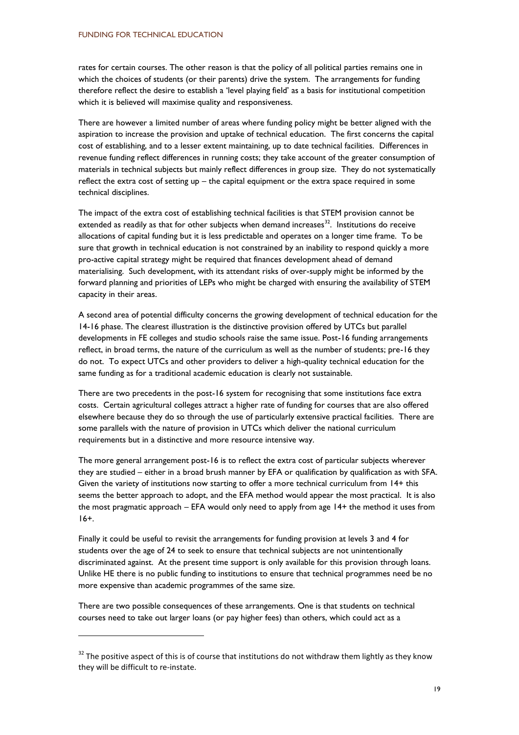rates for certain courses. The other reason is that the policy of all political parties remains one in which the choices of students (or their parents) drive the system. The arrangements for funding therefore reflect the desire to establish a 'level playing field' as a basis for institutional competition which it is believed will maximise quality and responsiveness.

There are however a limited number of areas where funding policy might be better aligned with the aspiration to increase the provision and uptake of technical education. The first concerns the capital cost of establishing, and to a lesser extent maintaining, up to date technical facilities. Differences in revenue funding reflect differences in running costs; they take account of the greater consumption of materials in technical subjects but mainly reflect differences in group size. They do not systematically reflect the extra cost of setting up – the capital equipment or the extra space required in some technical disciplines.

The impact of the extra cost of establishing technical facilities is that STEM provision cannot be extended as readily as that for other subjects when demand increases[32]. Institutions do receive allocations of capital funding but it is less predictable and operates on a longer time frame. To be sure that growth in technical education is not constrained by an inability to respond quickly a more pro-active capital strategy might be required that finances development ahead of demand materialising. Such development, with its attendant risks of over-supply might be informed by the forward planning and priorities of LEPs who might be charged with ensuring the availability of STEM capacity in their areas.

A second area of potential difficulty concerns the growing development of technical education for the 14-16 phase. The clearest illustration is the distinctive provision offered by UTCs but parallel developments in FE colleges and studio schools raise the same issue. Post-16 funding arrangements reflect, in broad terms, the nature of the curriculum as well as the number of students; pre-16 they do not. To expect UTCs and other providers to deliver a high-quality technical education for the same funding as for a traditional academic education is clearly not sustainable.

There are two precedents in the post-16 system for recognising that some institutions face extra costs. Certain agricultural colleges attract a higher rate of funding for courses that are also offered elsewhere because they do so through the use of particularly extensive practical facilities. There are some parallels with the nature of provision in UTCs which deliver the national curriculum requirements but in a distinctive and more resource intensive way.

The more general arrangement post-16 is to reflect the extra cost of particular subjects wherever they are studied – either in a broad brush manner by EFA or qualification by qualification as with SFA. Given the variety of institutions now starting to offer a more technical curriculum from 14+ this seems the better approach to adopt, and the EFA method would appear the most practical. It is also the most pragmatic approach – EFA would only need to apply from age 14+ the method it uses from 16+.

Finally it could be useful to revisit the arrangements for funding provision at levels 3 and 4 for students over the age of 24 to seek to ensure that technical subjects are not unintentionally discriminated against. At the present time support is only available for this provision through loans. Unlike HE there is no public funding to institutions to ensure that technical programmes need be no more expensive than academic programmes of the same size.

There are two possible consequences of these arrangements. One is that students on technical courses need to take out larger loans (or pay higher fees) than others, which could act as a

---

[32] The positive aspect of this is of course that institutions do not withdraw them lightly as they know they will be difficult to re-instate.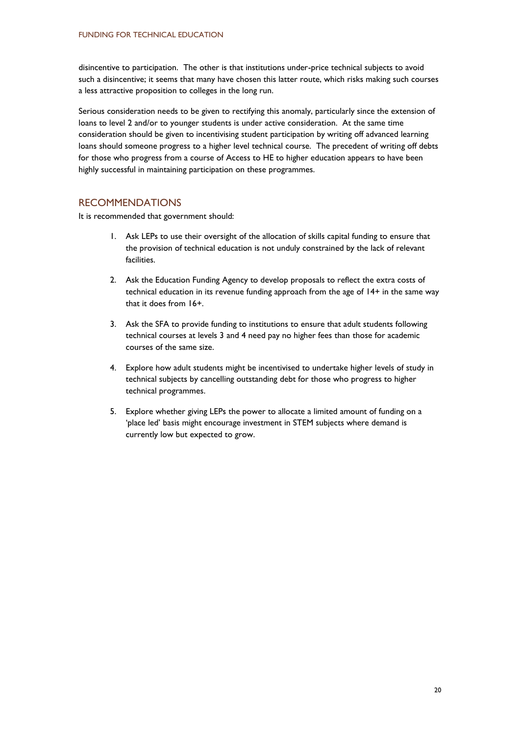disincentive to participation. The other is that institutions under-price technical subjects to avoid such a disincentive; it seems that many have chosen this latter route, which risks making such courses a less attractive proposition to colleges in the long run.

Serious consideration needs to be given to rectifying this anomaly, particularly since the extension of loans to level 2 and/or to younger students is under active consideration. At the same time consideration should be given to incentivising student participation by writing off advanced learning loans should someone progress to a higher level technical course. The precedent of writing off debts for those who progress from a course of Access to HE to higher education appears to have been highly successful in maintaining participation on these programmes.

## RECOMMENDATIONS

It is recommended that government should:

1. Ask LEPs to use their oversight of the allocation of skills capital funding to ensure that the provision of technical education is not unduly constrained by the lack of relevant facilities.

2. Ask the Education Funding Agency to develop proposals to reflect the extra costs of technical education in its revenue funding approach from the age of 14+ in the same way that it does from 16+.

3. Ask the SFA to provide funding to institutions to ensure that adult students following technical courses at levels 3 and 4 need pay no higher fees than those for academic courses of the same size.

4. Explore how adult students might be incentivised to undertake higher levels of study in technical subjects by cancelling outstanding debt for those who progress to higher technical programmes.

5. Explore whether giving LEPs the power to allocate a limited amount of funding on a 'place led' basis might encourage investment in STEM subjects where demand is currently low but expected to grow.